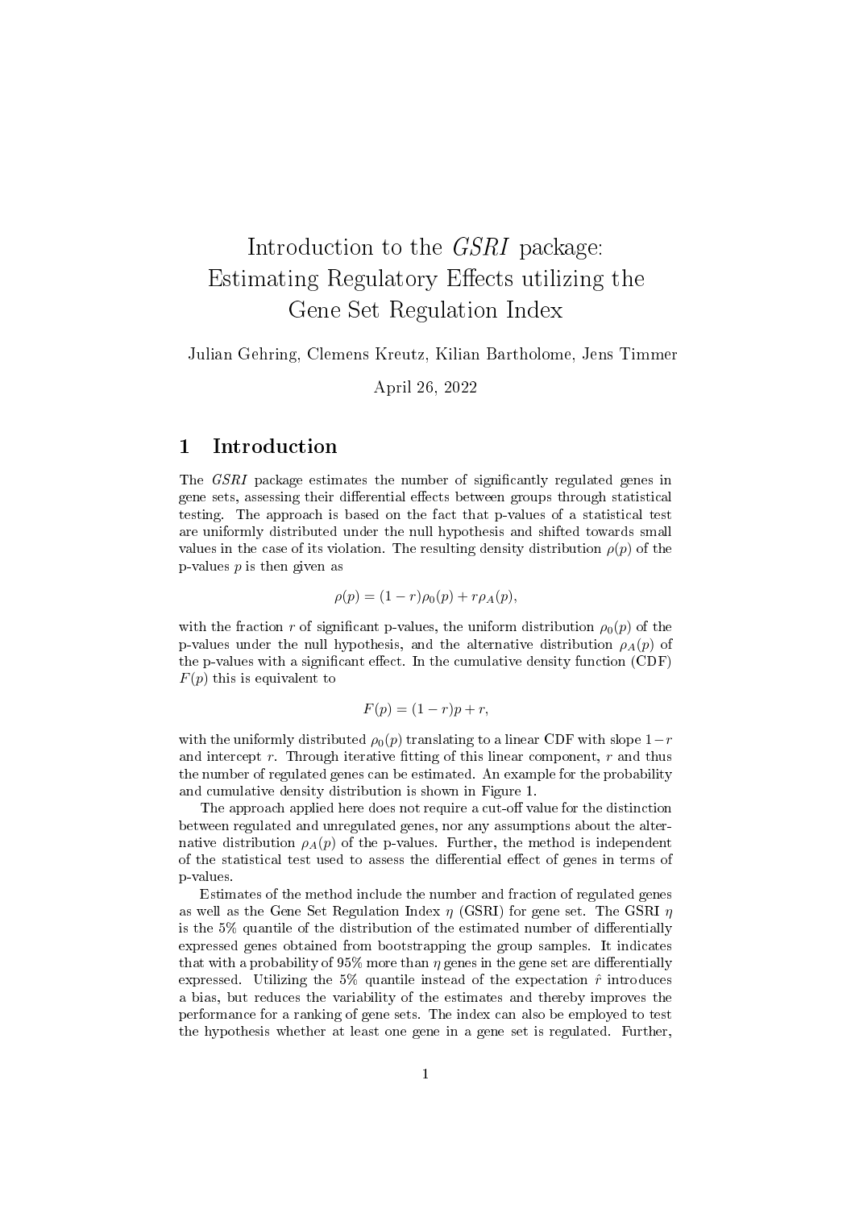# Introduction to the *GSRI* package: Estimating Regulatory Effects utilizing the Gene Set Regulation Index

Julian Gehring, Clemens Kreutz, Kilian Bartholome, Jens Timmer

April 26, 2022

## 1 Introduction

The *GSRI* package estimates the number of significantly regulated genes in gene sets, assessing their differential effects between groups through statistical testing. The approach is based on the fact that p-values of a statistical test are uniformly distributed under the null hypothesis and shifted towards small values in the case of its violation. The resulting density distribution $\rho(p)$ of the p-values $p$ is then given as

$$\rho(p) = (1 - r)\rho_0(p) + r\rho_A(p),$$

with the fraction $r$ of significant p-values, the uniform distribution $\rho_0(p)$ of the p-values under the null hypothesis, and the alternative distribution $\rho_A(p)$ of the p-values with a significant effect. In the cumulative density function (CDF) $F(p)$ this is equivalent to

$$F(p) = (1 - r)p + r,$$

with the uniformly distributed $\rho_0(p)$ translating to a linear CDF with slope $1-r$ and intercept $r$. Through iterative fitting of this linear component, $r$ and thus the number of regulated genes can be estimated. An example for the probability and cumulative density distribution is shown in Figure 1.

The approach applied here does not require a cut-off value for the distinction between regulated and unregulated genes, nor any assumptions about the alternative distribution $\rho_A(p)$ of the p-values. Further, the method is independent of the statistical test used to assess the differential effect of genes in terms of p-values.

Estimates of the method include the number and fraction of regulated genes as well as the Gene Set Regulation Index $\eta$ (GSRI) for gene set. The GSRI $\eta$ is the 5% quantile of the distribution of the estimated number of differentially expressed genes obtained from bootstrapping the group samples. It indicates that with a probability of 95% more than $\eta$ genes in the gene set are differentially expressed. Utilizing the 5% quantile instead of the expectation $\hat{r}$ introduces a bias, but reduces the variability of the estimates and thereby improves the performance for a ranking of gene sets. The index can also be employed to test the hypothesis whether at least one gene in a gene set is regulated. Further,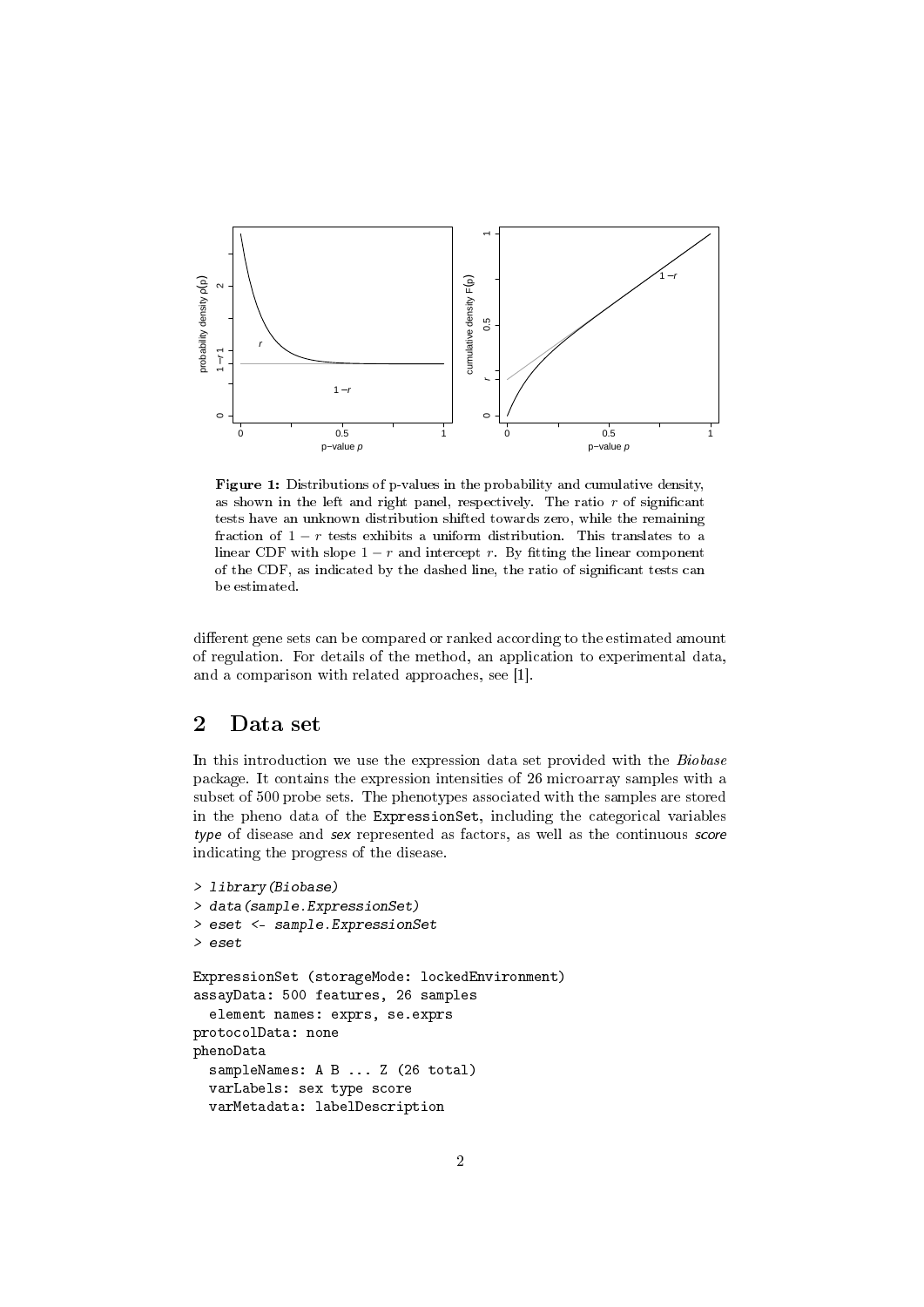**Figure 1:** Distributions of p-values in the probability and cumulative density, as shown in the left and right panel, respectively. The ratio $r$ of significant tests have an unknown distribution shifted towards zero, while the remaining fraction of $1 - r$ tests exhibits a uniform distribution. This translates to a linear CDF with slope $1 - r$ and intercept $r$. By fitting the linear component of the CDF, as indicated by the dashed line, the ratio of significant tests can be estimated.

different gene sets can be compared or ranked according to the estimated amount of regulation. For details of the method, an application to experimental data, and a comparison with related approaches, see [1].

## 2 Data set

In this introduction we use the expression data set provided with the *Biobase* package. It contains the expression intensities of 26 microarray samples with a subset of 500 probe sets. The phenotypes associated with the samples are stored in the pheno data of the ExpressionSet, including the categorical variables *type* of disease and *sex* represented as factors, as well as the continuous *score* indicating the progress of the disease.

```
> library(Biobase)
> data(sample.ExpressionSet)
> eset <- sample.ExpressionSet
> eset

ExpressionSet (storageMode: lockedEnvironment)
assayData: 500 features, 26 samples
  element names: exprs, se.exprs
protocolData: none
phenoData
  sampleNames: A B ... Z (26 total)
  varLabels: sex type score
  varMetadata: labelDescription
```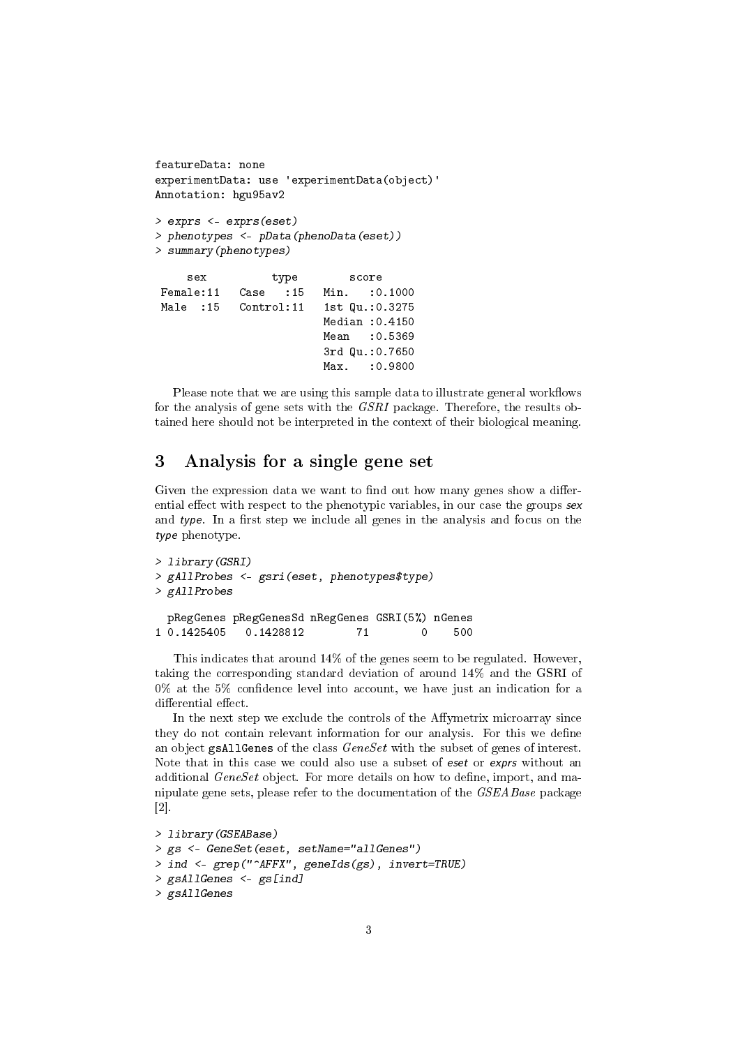```
featureData: none
experimentData: use 'experimentData(object)'
Annotation: hgu95av2
```

```
> exprs <- exprs(eset)
> phenotypes <- pData(phenoData(eset))
> summary(phenotypes)
```

```
     sex          type        score
 Female:11   Case   :15   Min.   :0.1000
 Male  :15   Control:11   1st Qu.:0.3275
                          Median :0.4150
                          Mean   :0.5369
                          3rd Qu.:0.7650
                          Max.   :0.9800
```

Please note that we are using this sample data to illustrate general workflows for the analysis of gene sets with the *GSRI* package. Therefore, the results obtained here should not be interpreted in the context of their biological meaning.

## 3 Analysis for a single gene set

Given the expression data we want to find out how many genes show a differential effect with respect to the phenotypic variables, in our case the groups *sex* and *type*. In a first step we include all genes in the analysis and focus on the *type* phenotype.

```
> library(GSRI)
> gAllProbes <- gsri(eset, phenotypes$type)
> gAllProbes
```

```
  pRegGenes pRegGenesSd nRegGenes GSRI(5%) nGenes
1 0.1425405   0.1428812        71        0    500
```

This indicates that around 14% of the genes seem to be regulated. However, taking the corresponding standard deviation of around 14% and the GSRI of 0% at the 5% confidence level into account, we have just an indication for a differential effect.

In the next step we exclude the controls of the Affymetrix microarray since they do not contain relevant information for our analysis. For this we define an object gsAllGenes of the class *GeneSet* with the subset of genes of interest. Note that in this case we could also use a subset of *eset* or *exprs* without an additional *GeneSet* object. For more details on how to define, import, and manipulate gene sets, please refer to the documentation of the *GSEABase* package [2].

```
> library(GSEABase)
> gs <- GeneSet(eset, setName="allGenes")
> ind <- grep("^AFFX", geneIds(gs), invert=TRUE)
> gsAllGenes <- gs[ind]
> gsAllGenes
```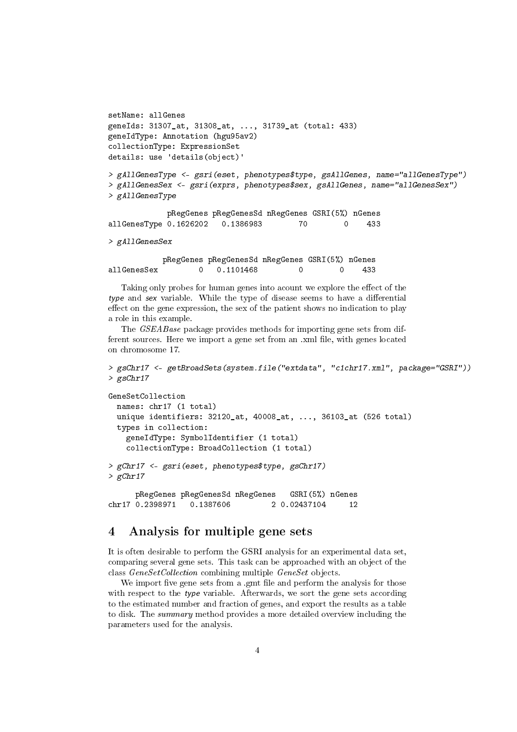```
setName: allGenes
geneIds: 31307_at, 31308_at, ..., 31739_at (total: 433)
geneIdType: Annotation (hgu95av2)
collectionType: ExpressionSet
details: use 'details(object)'
```

```
> gAllGenesType <- gsri(eset, phenotypes$type, gsAllGenes, name="allGenesType")
> gAllGenesSex <- gsri(exprs, phenotypes$sex, gsAllGenes, name="allGenesSex")
> gAllGenesType
```

```
             pRegGenes pRegGenesSd nRegGenes GSRI(5%) nGenes
allGenesType 0.1626202   0.1386983        70        0    433
```

```
> gAllGenesSex
```

```
            pRegGenes pRegGenesSd nRegGenes GSRI(5%) nGenes
allGenesSex         0   0.1101468         0        0    433
```

Taking only probes for human genes into acount we explore the effect of the *type* and *sex* variable. While the type of disease seems to have a differential effect on the gene expression, the sex of the patient shows no indication to play a role in this example.

The *GSEABase* package provides methods for importing gene sets from different sources. Here we import a gene set from an .xml file, with genes located on chromosome 17.

```
> gsChr17 <- getBroadSets(system.file("extdata", "c1chr17.xml", package="GSRI"))
> gsChr17
```

```
GeneSetCollection
  names: chr17 (1 total)
  unique identifiers: 32120_at, 40008_at, ..., 36103_at (526 total)
  types in collection:
    geneIdType: SymbolIdentifier (1 total)
    collectionType: BroadCollection (1 total)
```

```
> gChr17 <- gsri(eset, phenotypes$type, gsChr17)
> gChr17
```

```
      pRegGenes pRegGenesSd nRegGenes   GSRI(5%) nGenes
chr17 0.2398971   0.1387606         2 0.02437104     12
```

## 4 Analysis for multiple gene sets

It is often desirable to perform the GSRI analysis for an experimental data set, comparing several gene sets. This task can be approached with an object of the class *GeneSetCollection* combining multiple *GeneSet* objects.

We import five gene sets from a .gmt file and perform the analysis for those with respect to the *type* variable. Afterwards, we sort the gene sets according to the estimated number and fraction of genes, and export the results as a table to disk. The *summary* method provides a more detailed overview including the parameters used for the analysis.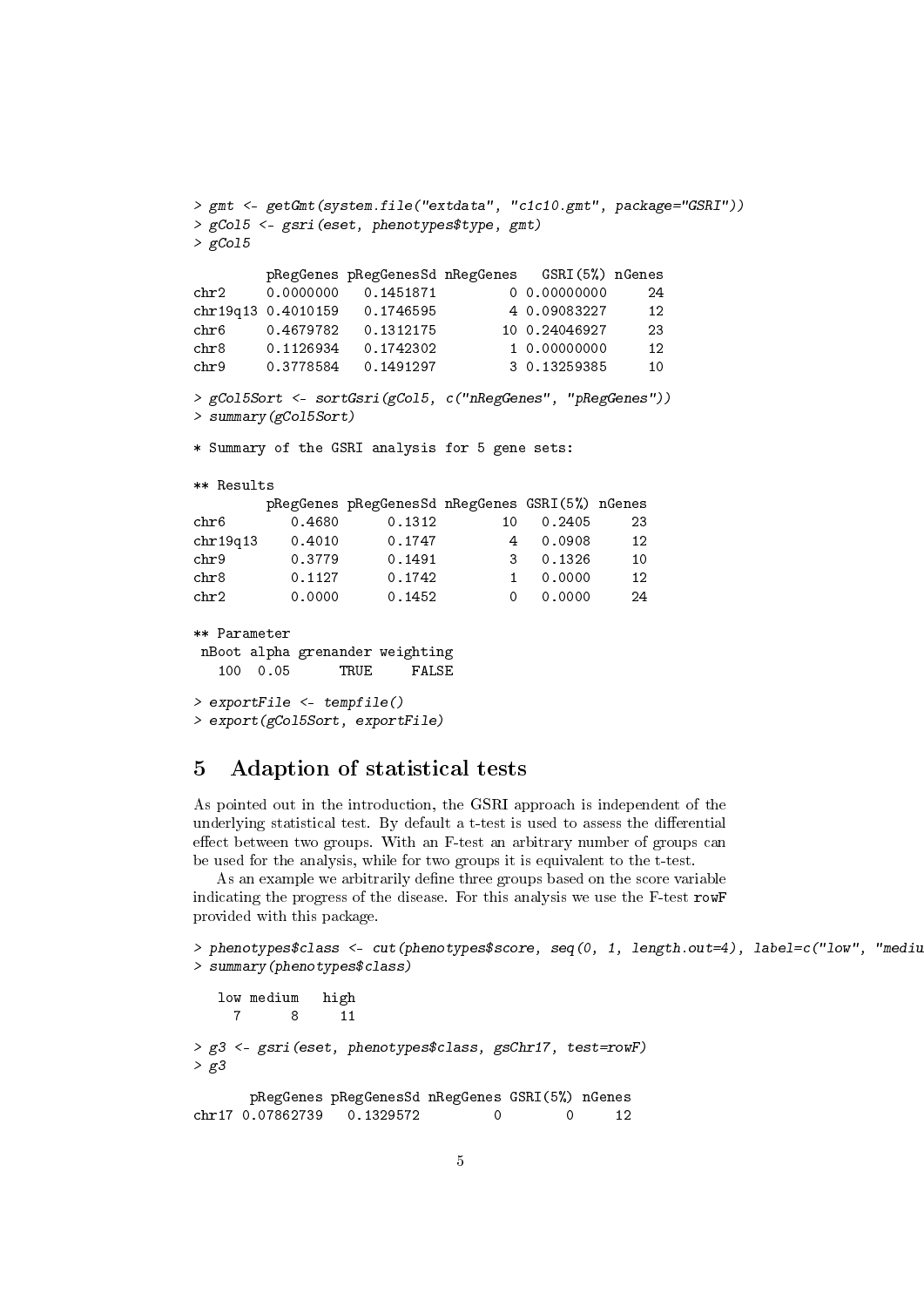```
> gmt <- getGmt(system.file("extdata", "c1c10.gmt", package="GSRI"))
> gCol5 <- gsri(eset, phenotypes$type, gmt)
> gCol5

         pRegGenes pRegGenesSd nRegGenes   GSRI(5%) nGenes
chr2     0.0000000   0.1451871         0 0.00000000     24
chr19q13 0.4010159   0.1746595         4 0.09083227     12
chr6     0.4679782   0.1312175        10 0.24046927     23
chr8     0.1126934   0.1742302         1 0.00000000     12
chr9     0.3778584   0.1491297         3 0.13259385     10

> gCol5Sort <- sortGsri(gCol5, c("nRegGenes", "pRegGenes"))
> summary(gCol5Sort)

* Summary of the GSRI analysis for 5 gene sets:

** Results
         pRegGenes pRegGenesSd nRegGenes GSRI(5%) nGenes
chr6        0.4680      0.1312        10   0.2405     23
chr19q13    0.4010      0.1747         4   0.0908     12
chr9        0.3779      0.1491         3   0.1326     10
chr8        0.1127      0.1742         1   0.0000     12
chr2        0.0000      0.1452         0   0.0000     24

** Parameter
 nBoot alpha grenander weighting
   100  0.05      TRUE     FALSE

> exportFile <- tempfile()
> export(gCol5Sort, exportFile)
```

# 5 Adaption of statistical tests

As pointed out in the introduction, the GSRI approach is independent of the underlying statistical test. By default a t-test is used to assess the differential effect between two groups. With an F-test an arbitrary number of groups can be used for the analysis, while for two groups it is equivalent to the t-test.

As an example we arbitrarily define three groups based on the score variable indicating the progress of the disease. For this analysis we use the F-test `rowF` provided with this package.

```
> phenotypes$class <- cut(phenotypes$score, seq(0, 1, length.out=4), label=c("low", "mediu
> summary(phenotypes$class)

   low medium   high
     7      8     11

> g3 <- gsri(eset, phenotypes$class, gsChr17, test=rowF)
> g3

       pRegGenes pRegGenesSd nRegGenes GSRI(5%) nGenes
chr17 0.07862739   0.1329572         0        0     12
```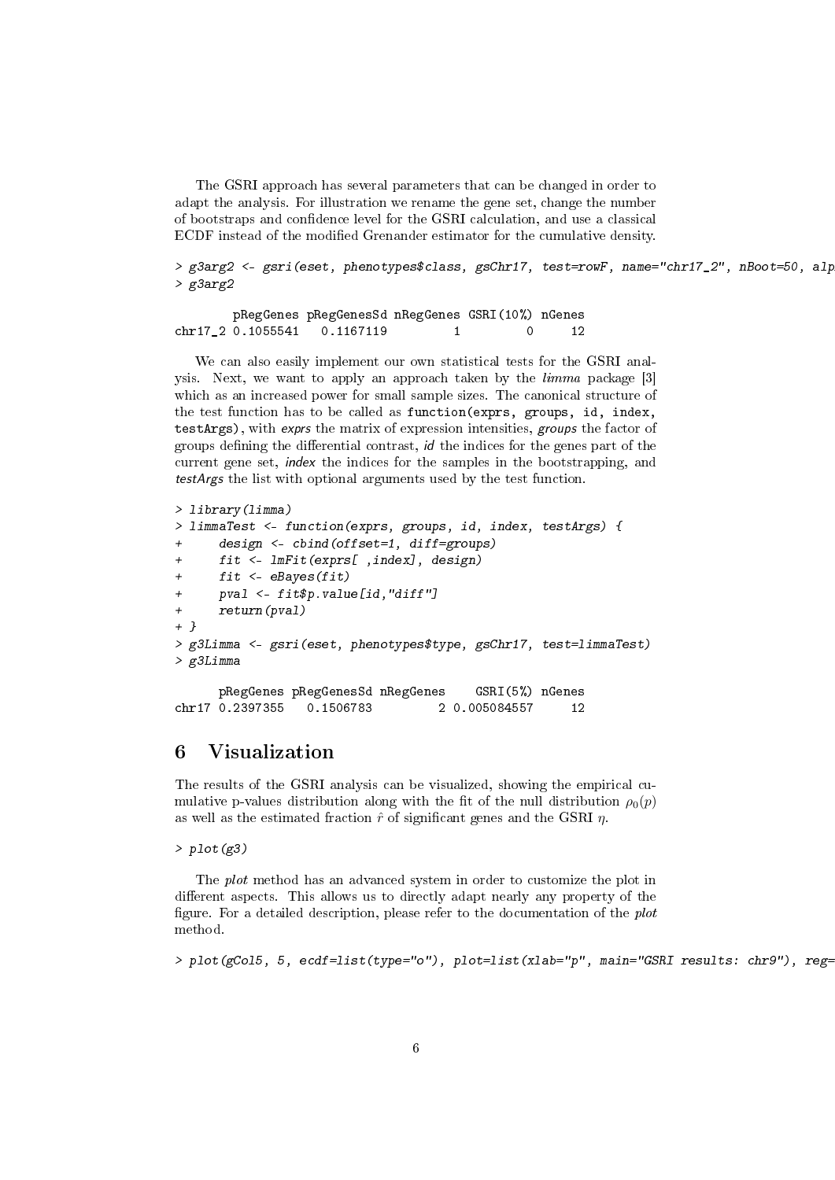The GSRI approach has several parameters that can be changed in order to adapt the analysis. For illustration we rename the gene set, change the number of bootstraps and confidence level for the GSRI calculation, and use a classical ECDF instead of the modified Grenander estimator for the cumulative density.

```
> g3arg2 <- gsri(eset, phenotypes$class, gsChr17, test=rowF, name="chr17_2", nBoot=50, alp
> g3arg2

        pRegGenes pRegGenesSd nRegGenes GSRI(10%) nGenes
chr17_2 0.1055541   0.1167119         1         0     12
```

We can also easily implement our own statistical tests for the GSRI analysis. Next, we want to apply an approach taken by the *limma* package [3] which as an increased power for small sample sizes. The canonical structure of the test function has to be called as `function(exprs, groups, id, index, testArgs)`, with *exprs* the matrix of expression intensities, *groups* the factor of groups defining the differential contrast, *id* the indices for the genes part of the current gene set, *index* the indices for the samples in the bootstrapping, and *testArgs* the list with optional arguments used by the test function.

```
> library(limma)
> limmaTest <- function(exprs, groups, id, index, testArgs) {
+     design <- cbind(offset=1, diff=groups)
+     fit <- lmFit(exprs[ ,index], design)
+     fit <- eBayes(fit)
+     pval <- fit$p.value[id,"diff"]
+     return(pval)
+ }
> g3Limma <- gsri(eset, phenotypes$type, gsChr17, test=limmaTest)
> g3Limma

      pRegGenes pRegGenesSd nRegGenes    GSRI(5%) nGenes
chr17 0.2397355   0.1506783         2 0.005084557     12
```

# 6 Visualization

The results of the GSRI analysis can be visualized, showing the empirical cumulative p-values distribution along with the fit of the null distribution $\rho_0(p)$ as well as the estimated fraction $\hat{r}$ of significant genes and the GSRI $\eta$.

```
> plot(g3)
```

The *plot* method has an advanced system in order to customize the plot in different aspects. This allows us to directly adapt nearly any property of the figure. For a detailed description, please refer to the documentation of the *plot* method.

```
> plot(gCol5, 5, ecdf=list(type="o"), plot=list(xlab="p", main="GSRI results: chr9"), reg=
```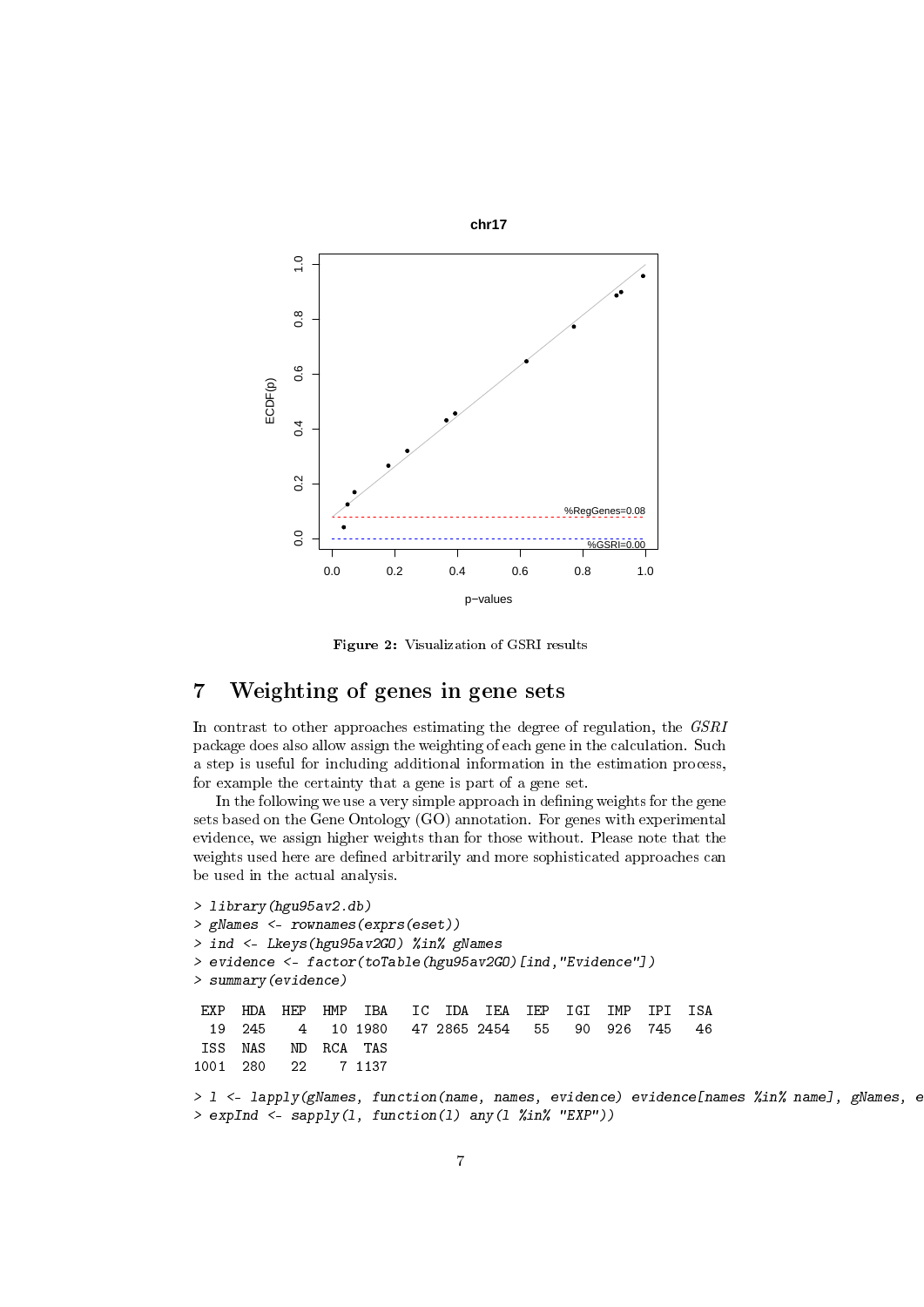Figure 2: Visualization of GSRI results

# 7 Weighting of genes in gene sets

In contrast to other approaches estimating the degree of regulation, the *GSRI* package does also allow assign the weighting of each gene in the calculation. Such a step is useful for including additional information in the estimation process, for example the certainty that a gene is part of a gene set.

In the following we use a very simple approach in defining weights for the gene sets based on the Gene Ontology (GO) annotation. For genes with experimental evidence, we assign higher weights than for those without. Please note that the weights used here are defined arbitrarily and more sophisticated approaches can be used in the actual analysis.

```
> library(hgu95av2.db)
> gNames <- rownames(exprs(eset))
> ind <- Lkeys(hgu95av2GO) %in% gNames
> evidence <- factor(toTable(hgu95av2GO)[ind,"Evidence"])
> summary(evidence)

 EXP  HDA  HEP  HMP  IBA   IC  IDA  IEA  IEP  IGI  IMP  IPI  ISA
  19  245    4   10 1980   47 2865 2454   55   90  926  745   46
 ISS  NAS   ND  RCA  TAS
1001  280   22    7 1137

> l <- lapply(gNames, function(name, names, evidence) evidence[names %in% name], gNames, e
> expInd <- sapply(l, function(l) any(l %in% "EXP"))
```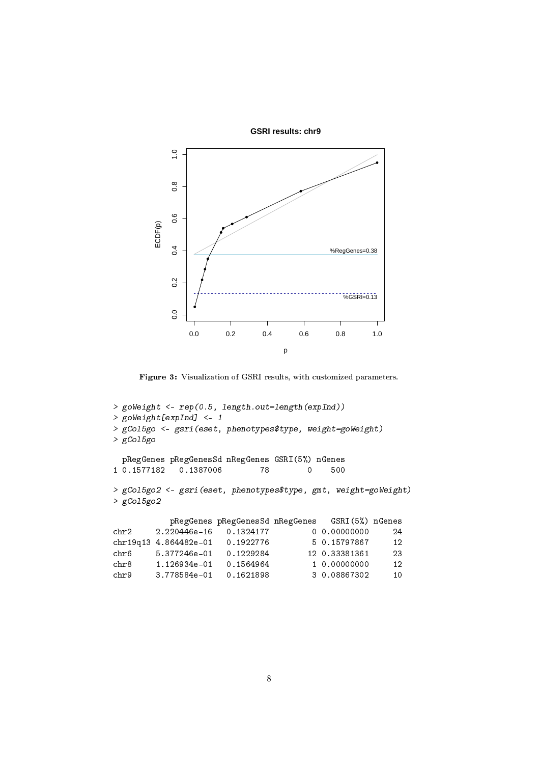Figure 3: Visualization of GSRI results, with customized parameters.

```
> goWeight <- rep(0.5, length.out=length(expInd))
> goWeight[expInd] <- 1
> gCol5go <- gsri(eset, phenotypes$type, weight=goWeight)
> gCol5go

  pRegGenes pRegGenesSd nRegGenes GSRI(5%) nGenes
1 0.1577182   0.1387006        78        0    500

> gCol5go2 <- gsri(eset, phenotypes$type, gmt, weight=goWeight)
> gCol5go2

            pRegGenes pRegGenesSd nRegGenes   GSRI(5%) nGenes
chr2     2.220446e-16   0.1324177         0 0.00000000     24
chr19q13 4.864482e-01   0.1922776         5 0.15797867     12
chr6     5.377246e-01   0.1229284        12 0.33381361     23
chr8     1.126934e-01   0.1564964         1 0.00000000     12
chr9     3.778584e-01   0.1621898         3 0.08867302     10
```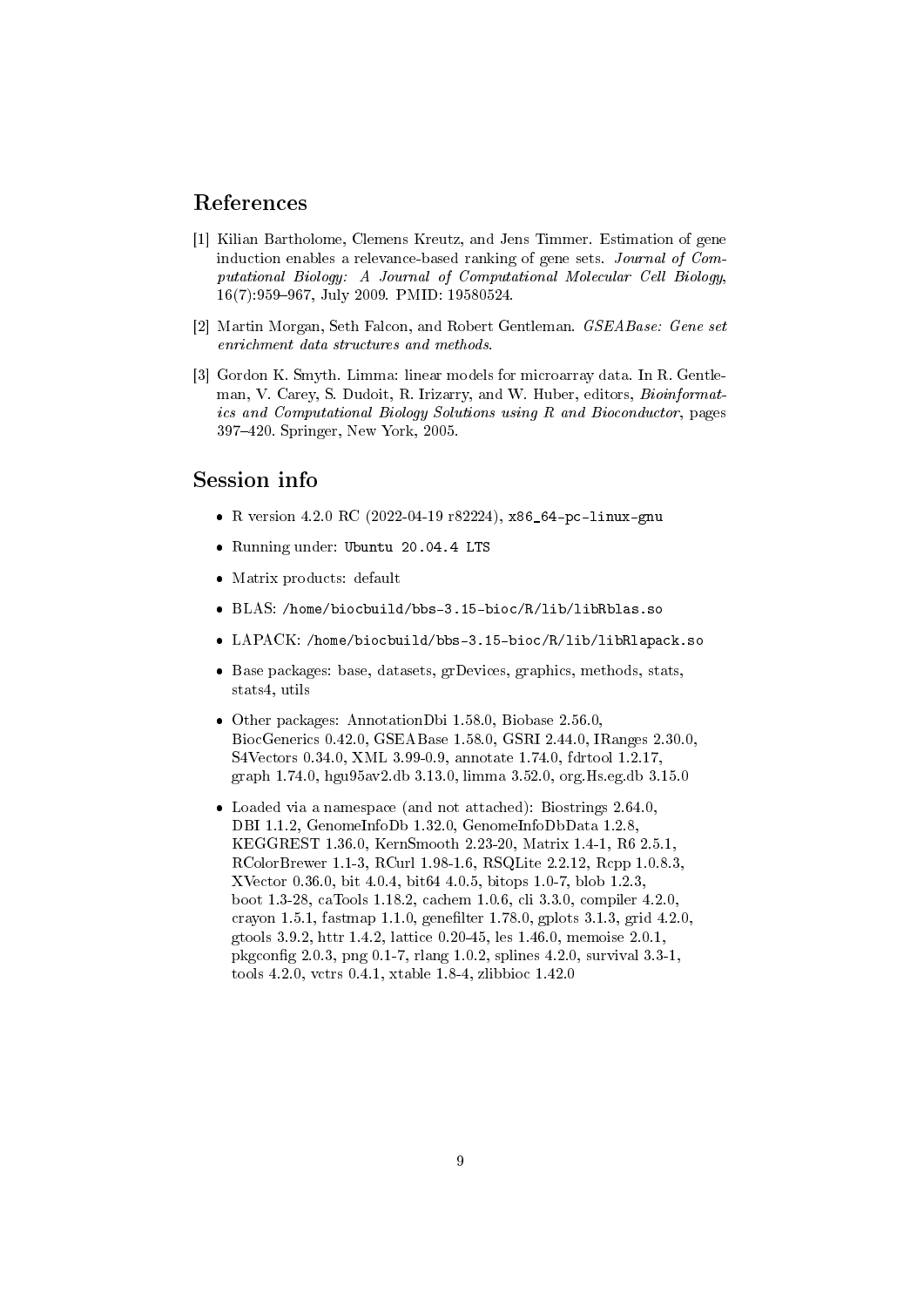## References

[1] Kilian Bartholome, Clemens Kreutz, and Jens Timmer. Estimation of gene induction enables a relevance-based ranking of gene sets. *Journal of Computational Biology: A Journal of Computational Molecular Cell Biology*, 16(7):959–967, July 2009. PMID: 19580524.

[2] Martin Morgan, Seth Falcon, and Robert Gentleman. *GSEABase: Gene set enrichment data structures and methods*.

[3] Gordon K. Smyth. Limma: linear models for microarray data. In R. Gentleman, V. Carey, S. Dudoit, R. Irizarry, and W. Huber, editors, *Bioinformatics and Computational Biology Solutions using R and Bioconductor*, pages 397–420. Springer, New York, 2005.

## Session info

- R version 4.2.0 RC (2022-04-19 r82224), `x86_64-pc-linux-gnu`
- Running under: `Ubuntu 20.04.4 LTS`
- Matrix products: default
- BLAS: `/home/biocbuild/bbs-3.15-bioc/R/lib/libRblas.so`
- LAPACK: `/home/biocbuild/bbs-3.15-bioc/R/lib/libRlapack.so`
- Base packages: base, datasets, grDevices, graphics, methods, stats, stats4, utils
- Other packages: AnnotationDbi 1.58.0, Biobase 2.56.0, BiocGenerics 0.42.0, GSEABase 1.58.0, GSRI 2.44.0, IRanges 2.30.0, S4Vectors 0.34.0, XML 3.99-0.9, annotate 1.74.0, fdrtool 1.2.17, graph 1.74.0, hgu95av2.db 3.13.0, limma 3.52.0, org.Hs.eg.db 3.15.0
- Loaded via a namespace (and not attached): Biostrings 2.64.0, DBI 1.1.2, GenomeInfoDb 1.32.0, GenomeInfoDbData 1.2.8, KEGGREST 1.36.0, KernSmooth 2.23-20, Matrix 1.4-1, R6 2.5.1, RColorBrewer 1.1-3, RCurl 1.98-1.6, RSQLite 2.2.12, Rcpp 1.0.8.3, XVector 0.36.0, bit 4.0.4, bit64 4.0.5, bitops 1.0-7, blob 1.2.3, boot 1.3-28, caTools 1.18.2, cachem 1.0.6, cli 3.3.0, compiler 4.2.0, crayon 1.5.1, fastmap 1.1.0, genefilter 1.78.0, gplots 3.1.3, grid 4.2.0, gtools 3.9.2, httr 1.4.2, lattice 0.20-45, les 1.46.0, memoise 2.0.1, pkgconfig 2.0.3, png 0.1-7, rlang 1.0.2, splines 4.2.0, survival 3.3-1, tools 4.2.0, vctrs 0.4.1, xtable 1.8-4, zlibbioc 1.42.0